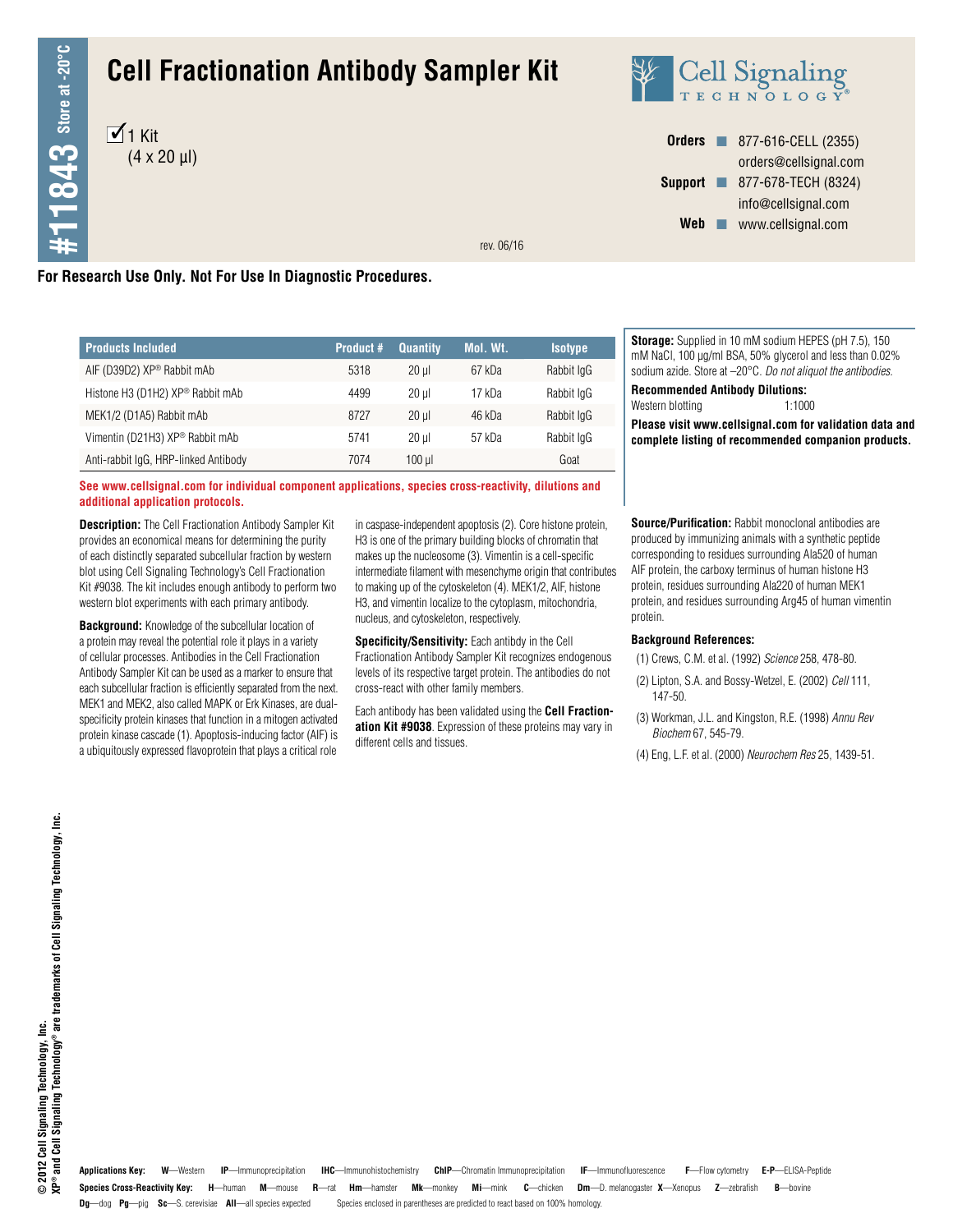# Cell Fractionation Antibody Sampler Kit

#11843 Store at -20°C

☑ 1 Kit
(4 x 20 µl)

Cell Signaling TECHNOLOGY®

**Orders** ■ 877-616-CELL (2355)
orders@cellsignal.com
**Support** ■ 877-678-TECH (8324)
info@cellsignal.com
**Web** ■ www.cellsignal.com

rev. 06/16

**For Research Use Only. Not For Use In Diagnostic Procedures.**

| Products Included | Product # | Quantity | Mol. Wt. | Isotype |
|---|---|---|---|---|
| AIF (D39D2) XP® Rabbit mAb | 5318 | 20 µl | 67 kDa | Rabbit IgG |
| Histone H3 (D1H2) XP® Rabbit mAb | 4499 | 20 µl | 17 kDa | Rabbit IgG |
| MEK1/2 (D1A5) Rabbit mAb | 8727 | 20 µl | 46 kDa | Rabbit IgG |
| Vimentin (D21H3) XP® Rabbit mAb | 5741 | 20 µl | 57 kDa | Rabbit IgG |
| Anti-rabbit IgG, HRP-linked Antibody | 7074 | 100 µl | | Goat |

**See www.cellsignal.com for individual component applications, species cross-reactivity, dilutions and additional application protocols.**

**Storage:** Supplied in 10 mM sodium HEPES (pH 7.5), 150 mM NaCl, 100 µg/ml BSA, 50% glycerol and less than 0.02% sodium azide. Store at –20°C. *Do not aliquot the antibodies.*

**Recommended Antibody Dilutions:**
Western blotting 1:1000

**Please visit www.cellsignal.com for validation data and complete listing of recommended companion products.**

**Description:** The Cell Fractionation Antibody Sampler Kit provides an economical means for determining the purity of each distinctly separated subcellular fraction by western blot using Cell Signaling Technology's Cell Fractionation Kit #9038. The kit includes enough antibody to perform two western blot experiments with each primary antibody.

**Background:** Knowledge of the subcellular location of a protein may reveal the potential role it plays in a variety of cellular processes. Antibodies in the Cell Fractionation Antibody Sampler Kit can be used as a marker to ensure that each subcellular fraction is efficiently separated from the next. MEK1 and MEK2, also called MAPK or Erk Kinases, are dual-specificity protein kinases that function in a mitogen activated protein kinase cascade (1). Apoptosis-inducing factor (AIF) is a ubiquitously expressed flavoprotein that plays a critical role in caspase-independent apoptosis (2). Core histone protein, H3 is one of the primary building blocks of chromatin that makes up the nucleosome (3). Vimentin is a cell-specific intermediate filament with mesenchyme origin that contributes to making up of the cytoskeleton (4). MEK1/2, AIF, histone H3, and vimentin localize to the cytoplasm, mitochondria, nucleus, and cytoskeleton, respectively.

**Specificity/Sensitivity:** Each antibdy in the Cell Fractionation Antibody Sampler Kit recognizes endogenous levels of its respective target protein. The antibodies do not cross-react with other family members.

Each antibody has been validated using the **Cell Fractionation Kit #9038**. Expression of these proteins may vary in different cells and tissues.

**Source/Purification:** Rabbit monoclonal antibodies are produced by immunizing animals with a synthetic peptide corresponding to residues surrounding Ala520 of human AIF protein, the carboxy terminus of human histone H3 protein, residues surrounding Ala220 of human MEK1 protein, and residues surrounding Arg45 of human vimentin protein.

**Background References:**

(1) Crews, C.M. et al. (1992) *Science* 258, 478-80.

(2) Lipton, S.A. and Bossy-Wetzel, E. (2002) *Cell* 111, 147-50.

(3) Workman, J.L. and Kingston, R.E. (1998) *Annu Rev Biochem* 67, 545-79.

(4) Eng, L.F. et al. (2000) *Neurochem Res* 25, 1439-51.

© 2012 Cell Signaling Technology, Inc.
XP® and Cell Signaling Technology® are trademarks of Cell Signaling Technology, Inc.

**Applications Key:** **W**—Western **IP**—Immunoprecipitation **IHC**—Immunohistochemistry **ChIP**—Chromatin Immunoprecipitation **IF**—Immunofluorescence **F**—Flow cytometry **E-P**—ELISA-Peptide

**Species Cross-Reactivity Key:** **H**—human **M**—mouse **R**—rat **Hm**—hamster **Mk**—monkey **Mi**—mink **C**—chicken **Dm**—D. melanogaster **X**—Xenopus **Z**—zebrafish **B**—bovine **Dg**—dog **Pg**—pig **Sc**—S. cerevisiae **All**—all species expected Species enclosed in parentheses are predicted to react based on 100% homology.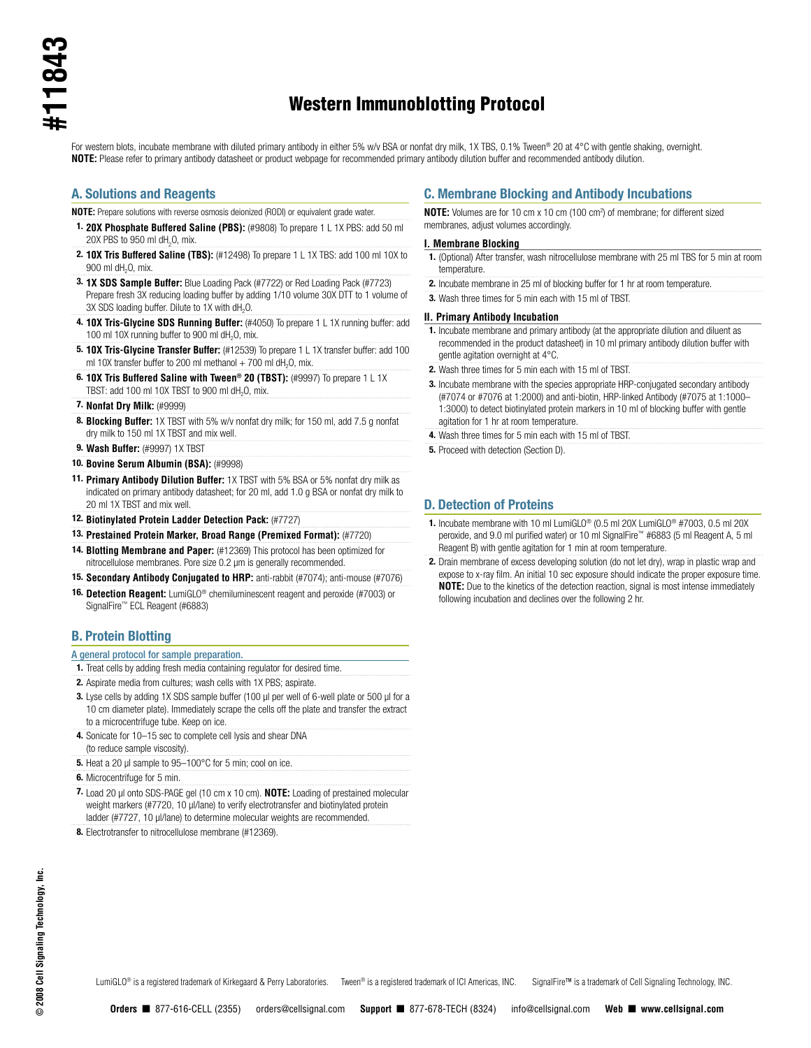# Western Immunoblotting Protocol

For western blots, incubate membrane with diluted primary antibody in either 5% w/v BSA or nonfat dry milk, 1X TBS, 0.1% Tween® 20 at 4°C with gentle shaking, overnight.
**NOTE:** Please refer to primary antibody datasheet or product webpage for recommended primary antibody dilution buffer and recommended antibody dilution.

## A. Solutions and Reagents

**NOTE:** Prepare solutions with reverse osmosis deionized (RODI) or equivalent grade water.

1. **20X Phosphate Buffered Saline (PBS):** (#9808) To prepare 1 L 1X PBS: add 50 ml 20X PBS to 950 ml $dH_2O$, mix.
2. **10X Tris Buffered Saline (TBS):** (#12498) To prepare 1 L 1X TBS: add 100 ml 10X to 900 ml $dH_2O$, mix.
3. **1X SDS Sample Buffer:** Blue Loading Pack (#7722) or Red Loading Pack (#7723) Prepare fresh 3X reducing loading buffer by adding 1/10 volume 30X DTT to 1 volume of 3X SDS loading buffer. Dilute to 1X with $dH_2O$.
4. **10X Tris-Glycine SDS Running Buffer:** (#4050) To prepare 1 L 1X running buffer: add 100 ml 10X running buffer to 900 ml $dH_2O$, mix.
5. **10X Tris-Glycine Transfer Buffer:** (#12539) To prepare 1 L 1X transfer buffer: add 100 ml 10X transfer buffer to 200 ml methanol + 700 ml $dH_2O$, mix.
6. **10X Tris Buffered Saline with Tween® 20 (TBST):** (#9997) To prepare 1 L 1X TBST: add 100 ml 10X TBST to 900 ml $dH_2O$, mix.
7. **Nonfat Dry Milk:** (#9999)
8. **Blocking Buffer:** 1X TBST with 5% w/v nonfat dry milk; for 150 ml, add 7.5 g nonfat dry milk to 150 ml 1X TBST and mix well.
9. **Wash Buffer:** (#9997) 1X TBST
10. **Bovine Serum Albumin (BSA):** (#9998)
11. **Primary Antibody Dilution Buffer:** 1X TBST with 5% BSA or 5% nonfat dry milk as indicated on primary antibody datasheet; for 20 ml, add 1.0 g BSA or nonfat dry milk to 20 ml 1X TBST and mix well.
12. **Biotinylated Protein Ladder Detection Pack:** (#7727)
13. **Prestained Protein Marker, Broad Range (Premixed Format):** (#7720)
14. **Blotting Membrane and Paper:** (#12369) This protocol has been optimized for nitrocellulose membranes. Pore size 0.2 µm is generally recommended.
15. **Secondary Antibody Conjugated to HRP:** anti-rabbit (#7074); anti-mouse (#7076)
16. **Detection Reagent:** LumiGLO® chemiluminescent reagent and peroxide (#7003) or SignalFire™ ECL Reagent (#6883)

## B. Protein Blotting

A general protocol for sample preparation.

1. Treat cells by adding fresh media containing regulator for desired time.
2. Aspirate media from cultures; wash cells with 1X PBS; aspirate.
3. Lyse cells by adding 1X SDS sample buffer (100 µl per well of 6-well plate or 500 µl for a 10 cm diameter plate). Immediately scrape the cells off the plate and transfer the extract to a microcentrifuge tube. Keep on ice.
4. Sonicate for 10–15 sec to complete cell lysis and shear DNA (to reduce sample viscosity).
5. Heat a 20 µl sample to 95–100°C for 5 min; cool on ice.
6. Microcentrifuge for 5 min.
7. Load 20 µl onto SDS-PAGE gel (10 cm x 10 cm). **NOTE:** Loading of prestained molecular weight markers (#7720, 10 µl/lane) to verify electrotransfer and biotinylated protein ladder (#7727, 10 µl/lane) to determine molecular weights are recommended.
8. Electrotransfer to nitrocellulose membrane (#12369).

## C. Membrane Blocking and Antibody Incubations

**NOTE:** Volumes are for 10 cm x 10 cm (100 $cm^2$) of membrane; for different sized membranes, adjust volumes accordingly.

### I. Membrane Blocking

1. (Optional) After transfer, wash nitrocellulose membrane with 25 ml TBS for 5 min at room temperature.
2. Incubate membrane in 25 ml of blocking buffer for 1 hr at room temperature.
3. Wash three times for 5 min each with 15 ml of TBST.

### II. Primary Antibody Incubation

1. Incubate membrane and primary antibody (at the appropriate dilution and diluent as recommended in the product datasheet) in 10 ml primary antibody dilution buffer with gentle agitation overnight at 4°C.
2. Wash three times for 5 min each with 15 ml of TBST.
3. Incubate membrane with the species appropriate HRP-conjugated secondary antibody (#7074 or #7076 at 1:2000) and anti-biotin, HRP-linked Antibody (#7075 at 1:1000–1:3000) to detect biotinylated protein markers in 10 ml of blocking buffer with gentle agitation for 1 hr at room temperature.
4. Wash three times for 5 min each with 15 ml of TBST.
5. Proceed with detection (Section D).

## D. Detection of Proteins

1. Incubate membrane with 10 ml LumiGLO® (0.5 ml 20X LumiGLO® #7003, 0.5 ml 20X peroxide, and 9.0 ml purified water) or 10 ml SignalFire™ #6883 (5 ml Reagent A, 5 ml Reagent B) with gentle agitation for 1 min at room temperature.
2. Drain membrane of excess developing solution (do not let dry), wrap in plastic wrap and expose to x-ray film. An initial 10 sec exposure should indicate the proper exposure time. **NOTE:** Due to the kinetics of the detection reaction, signal is most intense immediately following incubation and declines over the following 2 hr.

LumiGLO® is a registered trademark of Kirkegaard & Perry Laboratories. Tween® is a registered trademark of ICI Americas, INC. SignalFire™ is a trademark of Cell Signaling Technology, INC.